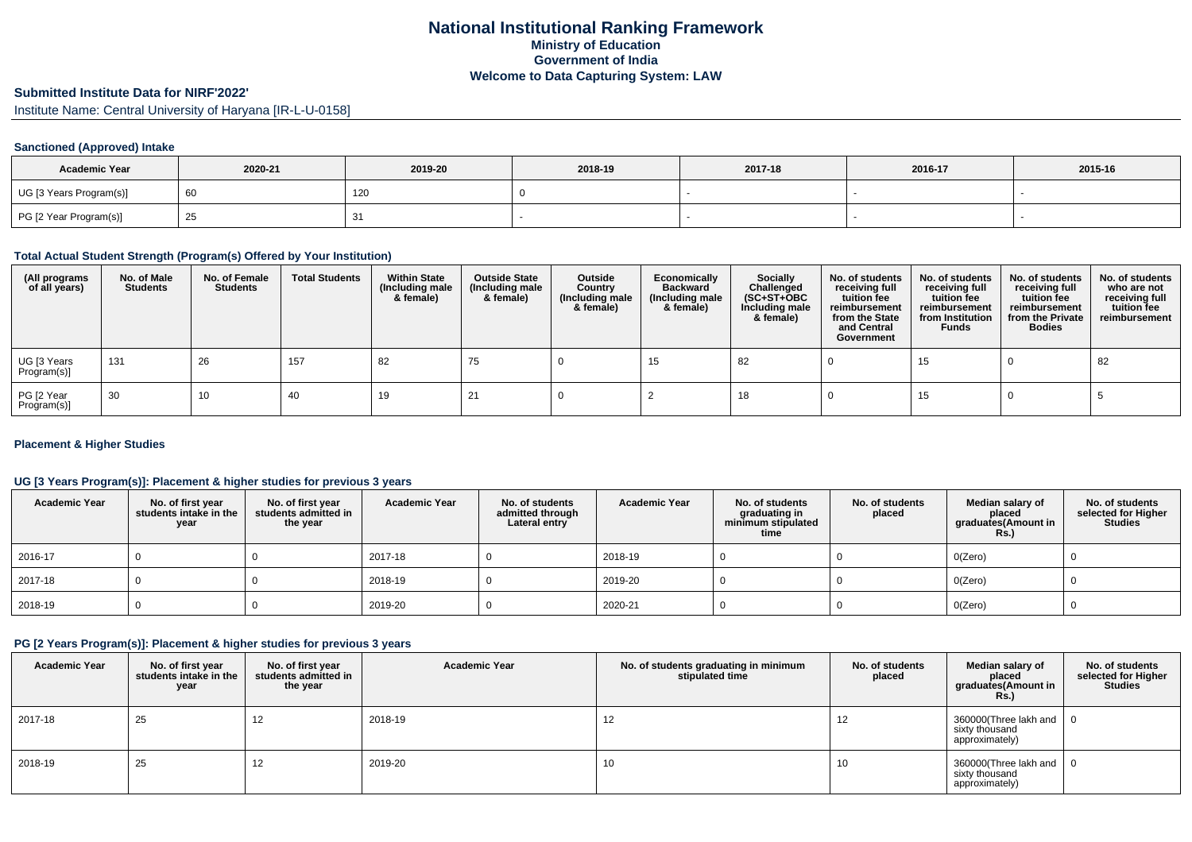# National Institutional Ranking Framework

## Ministry of Education

## Government of India

## Welcome to Data Capturing System: LAW

### Submitted Institute Data for NIRF'2022'

Institute Name: Central University of Haryana [IR-L-U-0158]

#### Sanctioned (Approved) Intake

| Academic Year | 2020-21 | 2019-20 | 2018-19 | 2017-18 | 2016-17 | 2015-16 |
|---|---|---|---|---|---|---|
| UG [3 Years Program(s)] | 60 | 120 | 0 | - | - | - |
| PG [2 Year Program(s)] | 25 | 31 | - | - | - | - |

#### Total Actual Student Strength (Program(s) Offered by Your Institution)

| (All programs of all years) | No. of Male Students | No. of Female Students | Total Students | Within State (Including male & female) | Outside State (Including male & female) | Outside Country (Including male & female) | Economically Backward (Including male & female) | Socially Challenged (SC+ST+OBC Including male & female) | No. of students receiving full tuition fee reimbursement from the State and Central Government | No. of students receiving full tuition fee reimbursement from Institution Funds | No. of students receiving full tuition fee reimbursement from the Private Bodies | No. of students who are not receiving full tuition fee reimbursement |
|---|---|---|---|---|---|---|---|---|---|---|---|---|
| UG [3 Years Program(s)] | 131 | 26 | 157 | 82 | 75 | 0 | 15 | 82 | 0 | 15 | 0 | 82 |
| PG [2 Year Program(s)] | 30 | 10 | 40 | 19 | 21 | 0 | 2 | 18 | 0 | 15 | 0 | 5 |

#### Placement & Higher Studies

#### UG [3 Years Program(s)]: Placement & higher studies for previous 3 years

| Academic Year | No. of first year students intake in the year | No. of first year students admitted in the year | Academic Year | No. of students admitted through Lateral entry | Academic Year | No. of students graduating in minimum stipulated time | No. of students placed | Median salary of placed graduates(Amount in Rs.) | No. of students selected for Higher Studies |
|---|---|---|---|---|---|---|---|---|---|
| 2016-17 | 0 | 0 | 2017-18 | 0 | 2018-19 | 0 | 0 | 0(Zero) | 0 |
| 2017-18 | 0 | 0 | 2018-19 | 0 | 2019-20 | 0 | 0 | 0(Zero) | 0 |
| 2018-19 | 0 | 0 | 2019-20 | 0 | 2020-21 | 0 | 0 | 0(Zero) | 0 |

#### PG [2 Years Program(s)]: Placement & higher studies for previous 3 years

| Academic Year | No. of first year students intake in the year | No. of first year students admitted in the year | Academic Year | No. of students graduating in minimum stipulated time | No. of students placed | Median salary of placed graduates(Amount in Rs.) | No. of students selected for Higher Studies |
|---|---|---|---|---|---|---|---|
| 2017-18 | 25 | 12 | 2018-19 | 12 | 12 | 360000(Three lakh and sixty thousand approximately) | 0 |
| 2018-19 | 25 | 12 | 2019-20 | 10 | 10 | 360000(Three lakh and sixty thousand approximately) | 0 |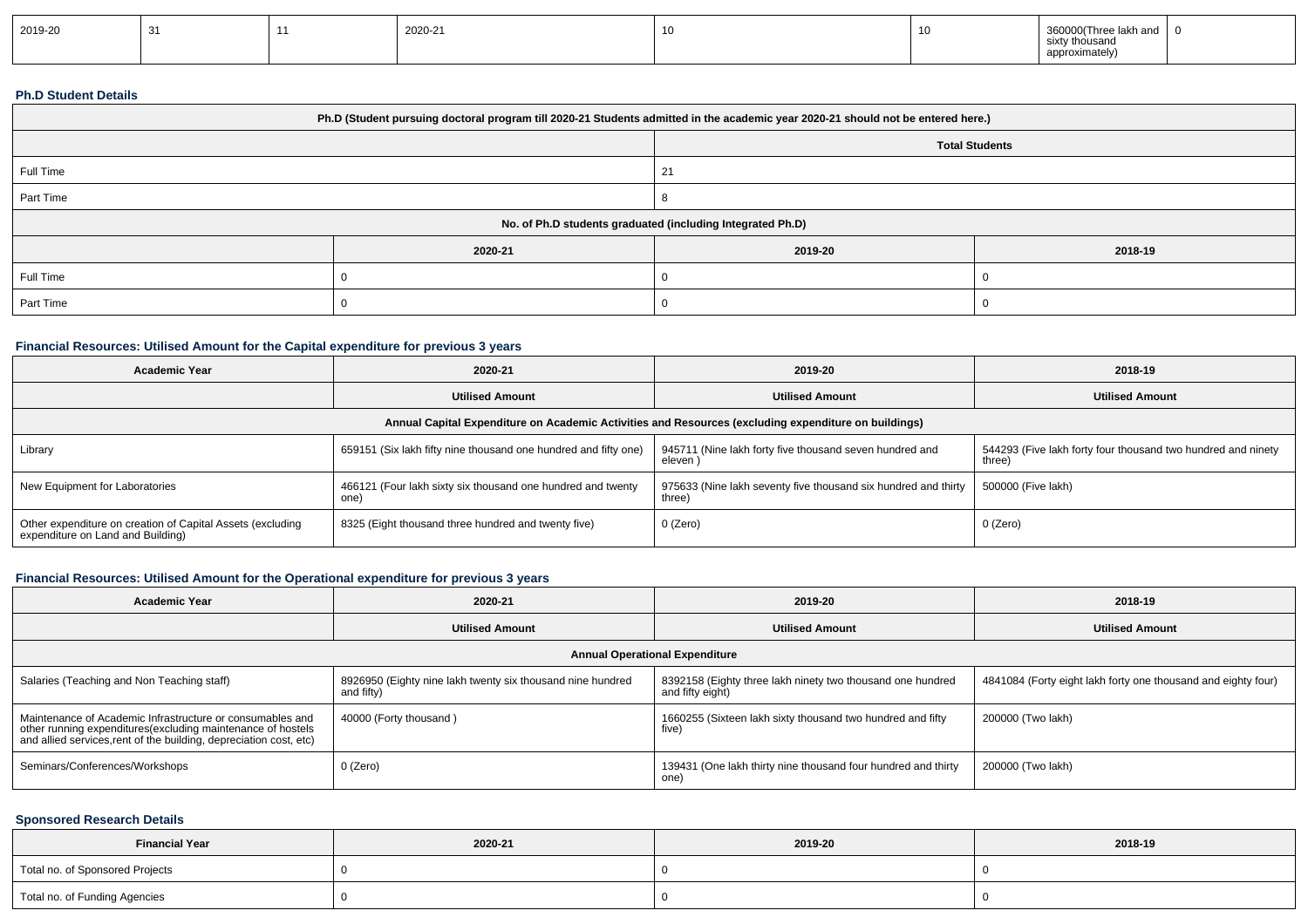| 2019-20 | 31 | 11 | 2020-21 | 10 | 10 | 360000(Three lakh and sixty thousand approximately) | 0 |
|---|---|---|---|---|---|---|---|

### Ph.D Student Details

| Ph.D (Student pursuing doctoral program till 2020-21 Students admitted in the academic year 2020-21 should not be entered here.) | | |
|---|---|---|
| | Total Students | |
| Full Time | 21 | |
| Part Time | 8 | |
| No. of Ph.D students graduated (including Integrated Ph.D) | | |
| | 2020-21 | 2019-20 | 2018-19 |
| Full Time | 0 | 0 | 0 |
| Part Time | 0 | 0 | 0 |

### Financial Resources: Utilised Amount for the Capital expenditure for previous 3 years

| Academic Year | 2020-21 | 2019-20 | 2018-19 |
|---|---|---|---|
| | Utilised Amount | Utilised Amount | Utilised Amount |
| Annual Capital Expenditure on Academic Activities and Resources (excluding expenditure on buildings) | | | |
| Library | 659151 (Six lakh fifty nine thousand one hundred and fifty one) | 945711 (Nine lakh forty five thousand seven hundred and eleven ) | 544293 (Five lakh forty four thousand two hundred and ninety three) |
| New Equipment for Laboratories | 466121 (Four lakh sixty six thousand one hundred and twenty one) | 975633 (Nine lakh seventy five thousand six hundred and thirty three) | 500000 (Five lakh) |
| Other expenditure on creation of Capital Assets (excluding expenditure on Land and Building) | 8325 (Eight thousand three hundred and twenty five) | 0 (Zero) | 0 (Zero) |

### Financial Resources: Utilised Amount for the Operational expenditure for previous 3 years

| Academic Year | 2020-21 | 2019-20 | 2018-19 |
|---|---|---|---|
| | Utilised Amount | Utilised Amount | Utilised Amount |
| Annual Operational Expenditure | | | |
| Salaries (Teaching and Non Teaching staff) | 8926950 (Eighty nine lakh twenty six thousand nine hundred and fifty) | 8392158 (Eighty three lakh ninety two thousand one hundred and fifty eight) | 4841084 (Forty eight lakh forty one thousand and eighty four) |
| Maintenance of Academic Infrastructure or consumables and other running expenditures(excluding maintenance of hostels and allied services,rent of the building, depreciation cost, etc) | 40000 (Forty thousand ) | 1660255 (Sixteen lakh sixty thousand two hundred and fifty five) | 200000 (Two lakh) |
| Seminars/Conferences/Workshops | 0 (Zero) | 139431 (One lakh thirty nine thousand four hundred and thirty one) | 200000 (Two lakh) |

### Sponsored Research Details

| Financial Year | 2020-21 | 2019-20 | 2018-19 |
|---|---|---|---|
| Total no. of Sponsored Projects | 0 | 0 | 0 |
| Total no. of Funding Agencies | 0 | 0 | 0 |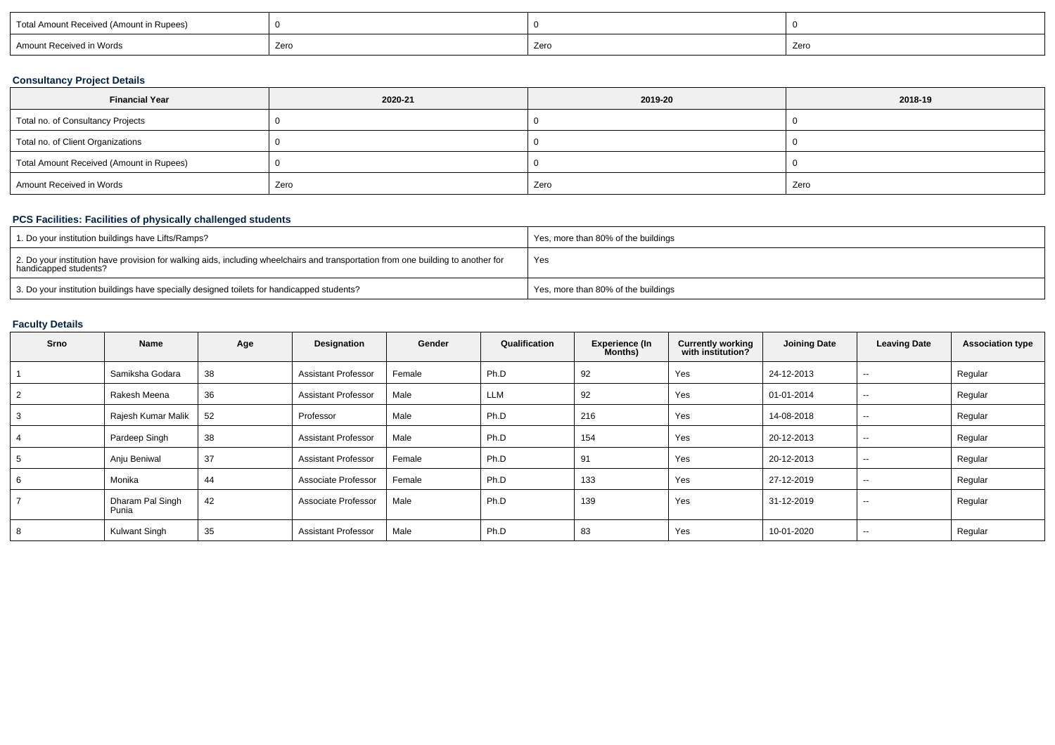| | | | |
|---|---|---|---|
| Total Amount Received (Amount in Rupees) | 0 | 0 | 0 |
| Amount Received in Words | Zero | Zero | Zero |

### Consultancy Project Details

| Financial Year | 2020-21 | 2019-20 | 2018-19 |
|---|---|---|---|
| Total no. of Consultancy Projects | 0 | 0 | 0 |
| Total no. of Client Organizations | 0 | 0 | 0 |
| Total Amount Received (Amount in Rupees) | 0 | 0 | 0 |
| Amount Received in Words | Zero | Zero | Zero |

### PCS Facilities: Facilities of physically challenged students

| | |
|---|---|
| 1. Do your institution buildings have Lifts/Ramps? | Yes, more than 80% of the buildings |
| 2. Do your institution have provision for walking aids, including wheelchairs and transportation from one building to another for handicapped students? | Yes |
| 3. Do your institution buildings have specially designed toilets for handicapped students? | Yes, more than 80% of the buildings |

### Faculty Details

| Srno | Name | Age | Designation | Gender | Qualification | Experience (In Months) | Currently working with institution? | Joining Date | Leaving Date | Association type |
|---|---|---|---|---|---|---|---|---|---|---|
| 1 | Samiksha Godara | 38 | Assistant Professor | Female | Ph.D | 92 | Yes | 24-12-2013 | -- | Regular |
| 2 | Rakesh Meena | 36 | Assistant Professor | Male | LLM | 92 | Yes | 01-01-2014 | -- | Regular |
| 3 | Rajesh Kumar Malik | 52 | Professor | Male | Ph.D | 216 | Yes | 14-08-2018 | -- | Regular |
| 4 | Pardeep Singh | 38 | Assistant Professor | Male | Ph.D | 154 | Yes | 20-12-2013 | -- | Regular |
| 5 | Anju Beniwal | 37 | Assistant Professor | Female | Ph.D | 91 | Yes | 20-12-2013 | -- | Regular |
| 6 | Monika | 44 | Associate Professor | Female | Ph.D | 133 | Yes | 27-12-2019 | -- | Regular |
| 7 | Dharam Pal Singh Punia | 42 | Associate Professor | Male | Ph.D | 139 | Yes | 31-12-2019 | -- | Regular |
| 8 | Kulwant Singh | 35 | Assistant Professor | Male | Ph.D | 83 | Yes | 10-01-2020 | -- | Regular |